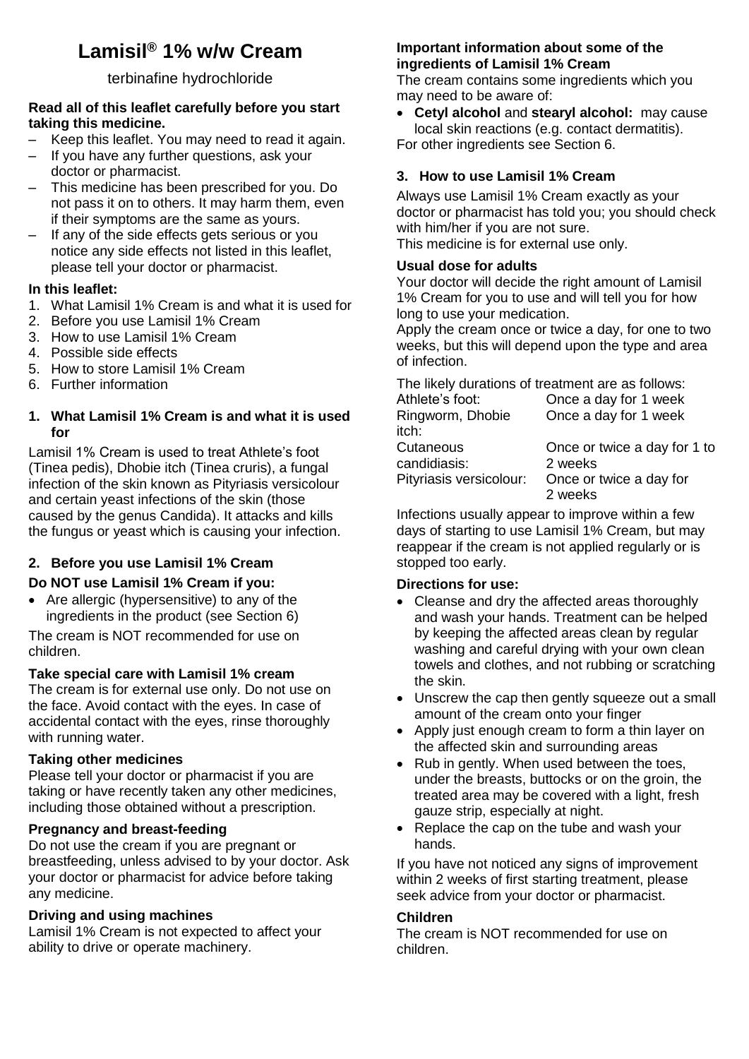# Lamisil® 1% w/w Cream

terbinafine hydrochloride

**Read all of this leaflet carefully before you start taking this medicine.**

- Keep this leaflet. You may need to read it again.
- If you have any further questions, ask your doctor or pharmacist.
- This medicine has been prescribed for you. Do not pass it on to others. It may harm them, even if their symptoms are the same as yours.
- If any of the side effects gets serious or you notice any side effects not listed in this leaflet, please tell your doctor or pharmacist.

**In this leaflet:**

1. What Lamisil 1% Cream is and what it is used for
2. Before you use Lamisil 1% Cream
3. How to use Lamisil 1% Cream
4. Possible side effects
5. How to store Lamisil 1% Cream
6. Further information

## 1. What Lamisil 1% Cream is and what it is used for

Lamisil 1% Cream is used to treat Athlete's foot (Tinea pedis), Dhobie itch (Tinea cruris), a fungal infection of the skin known as Pityriasis versicolour and certain yeast infections of the skin (those caused by the genus Candida). It attacks and kills the fungus or yeast which is causing your infection.

## 2. Before you use Lamisil 1% Cream

### Do NOT use Lamisil 1% Cream if you:

- Are allergic (hypersensitive) to any of the ingredients in the product (see Section 6)

The cream is NOT recommended for use on children.

### Take special care with Lamisil 1% cream

The cream is for external use only. Do not use on the face. Avoid contact with the eyes. In case of accidental contact with the eyes, rinse thoroughly with running water.

### Taking other medicines

Please tell your doctor or pharmacist if you are taking or have recently taken any other medicines, including those obtained without a prescription.

### Pregnancy and breast-feeding

Do not use the cream if you are pregnant or breastfeeding, unless advised to by your doctor. Ask your doctor or pharmacist for advice before taking any medicine.

### Driving and using machines

Lamisil 1% Cream is not expected to affect your ability to drive or operate machinery.

### Important information about some of the ingredients of Lamisil 1% Cream

The cream contains some ingredients which you may need to be aware of:

- **Cetyl alcohol** and **stearyl alcohol:** may cause local skin reactions (e.g. contact dermatitis).

For other ingredients see Section 6.

## 3. How to use Lamisil 1% Cream

Always use Lamisil 1% Cream exactly as your doctor or pharmacist has told you; you should check with him/her if you are not sure.
This medicine is for external use only.

### Usual dose for adults

Your doctor will decide the right amount of Lamisil 1% Cream for you to use and will tell you for how long to use your medication.
Apply the cream once or twice a day, for one to two weeks, but this will depend upon the type and area of infection.

The likely durations of treatment are as follows:

| | |
|---|---|
| Athlete's foot: | Once a day for 1 week |
| Ringworm, Dhobie itch: | Once a day for 1 week |
| Cutaneous candidiasis: | Once or twice a day for 1 to 2 weeks |
| Pityriasis versicolour: | Once or twice a day for 2 weeks |

Infections usually appear to improve within a few days of starting to use Lamisil 1% Cream, but may reappear if the cream is not applied regularly or is stopped too early.

### Directions for use:

- Cleanse and dry the affected areas thoroughly and wash your hands. Treatment can be helped by keeping the affected areas clean by regular washing and careful drying with your own clean towels and clothes, and not rubbing or scratching the skin.
- Unscrew the cap then gently squeeze out a small amount of the cream onto your finger
- Apply just enough cream to form a thin layer on the affected skin and surrounding areas
- Rub in gently. When used between the toes, under the breasts, buttocks or on the groin, the treated area may be covered with a light, fresh gauze strip, especially at night.
- Replace the cap on the tube and wash your hands.

If you have not noticed any signs of improvement within 2 weeks of first starting treatment, please seek advice from your doctor or pharmacist.

### Children

The cream is NOT recommended for use on children.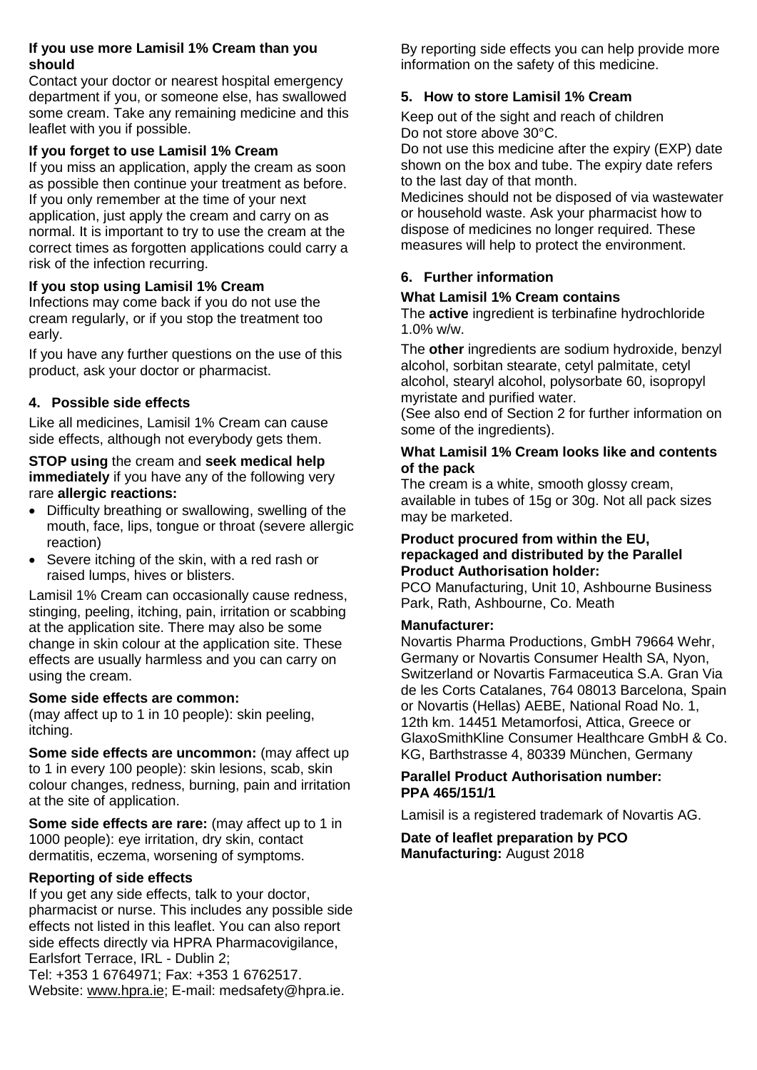**If you use more Lamisil 1% Cream than you should**

Contact your doctor or nearest hospital emergency department if you, or someone else, has swallowed some cream. Take any remaining medicine and this leaflet with you if possible.

**If you forget to use Lamisil 1% Cream**

If you miss an application, apply the cream as soon as possible then continue your treatment as before. If you only remember at the time of your next application, just apply the cream and carry on as normal. It is important to try to use the cream at the correct times as forgotten applications could carry a risk of the infection recurring.

**If you stop using Lamisil 1% Cream**

Infections may come back if you do not use the cream regularly, or if you stop the treatment too early.

If you have any further questions on the use of this product, ask your doctor or pharmacist.

## 4. Possible side effects

Like all medicines, Lamisil 1% Cream can cause side effects, although not everybody gets them.

**STOP using** the cream and **seek medical help immediately** if you have any of the following very rare **allergic reactions:**

- Difficulty breathing or swallowing, swelling of the mouth, face, lips, tongue or throat (severe allergic reaction)
- Severe itching of the skin, with a red rash or raised lumps, hives or blisters.

Lamisil 1% Cream can occasionally cause redness, stinging, peeling, itching, pain, irritation or scabbing at the application site. There may also be some change in skin colour at the application site. These effects are usually harmless and you can carry on using the cream.

**Some side effects are common:**
(may affect up to 1 in 10 people): skin peeling, itching.

**Some side effects are uncommon:** (may affect up to 1 in every 100 people): skin lesions, scab, skin colour changes, redness, burning, pain and irritation at the site of application.

**Some side effects are rare:** (may affect up to 1 in 1000 people): eye irritation, dry skin, contact dermatitis, eczema, worsening of symptoms.

**Reporting of side effects**

If you get any side effects, talk to your doctor, pharmacist or nurse. This includes any possible side effects not listed in this leaflet. You can also report side effects directly via HPRA Pharmacovigilance, Earlsfort Terrace, IRL - Dublin 2;
Tel: +353 1 6764971; Fax: +353 1 6762517.
Website: www.hpra.ie; E-mail: medsafety@hpra.ie.

By reporting side effects you can help provide more information on the safety of this medicine.

## 5. How to store Lamisil 1% Cream

Keep out of the sight and reach of children
Do not store above 30°C.
Do not use this medicine after the expiry (EXP) date shown on the box and tube. The expiry date refers to the last day of that month.
Medicines should not be disposed of via wastewater or household waste. Ask your pharmacist how to dispose of medicines no longer required. These measures will help to protect the environment.

## 6. Further information

**What Lamisil 1% Cream contains**

The **active** ingredient is terbinafine hydrochloride 1.0% w/w.

The **other** ingredients are sodium hydroxide, benzyl alcohol, sorbitan stearate, cetyl palmitate, cetyl alcohol, stearyl alcohol, polysorbate 60, isopropyl myristate and purified water.
(See also end of Section 2 for further information on some of the ingredients).

**What Lamisil 1% Cream looks like and contents of the pack**

The cream is a white, smooth glossy cream, available in tubes of 15g or 30g. Not all pack sizes may be marketed.

**Product procured from within the EU, repackaged and distributed by the Parallel Product Authorisation holder:**

PCO Manufacturing, Unit 10, Ashbourne Business Park, Rath, Ashbourne, Co. Meath

**Manufacturer:**

Novartis Pharma Productions, GmbH 79664 Wehr, Germany or Novartis Consumer Health SA, Nyon, Switzerland or Novartis Farmaceutica S.A. Gran Via de les Corts Catalanes, 764 08013 Barcelona, Spain or Novartis (Hellas) AEBE, National Road No. 1, 12th km. 14451 Metamorfosi, Attica, Greece or GlaxoSmithKline Consumer Healthcare GmbH & Co. KG, Barthstrasse 4, 80339 München, Germany

**Parallel Product Authorisation number: PPA 465/151/1**

Lamisil is a registered trademark of Novartis AG.

**Date of leaflet preparation by PCO Manufacturing:** August 2018